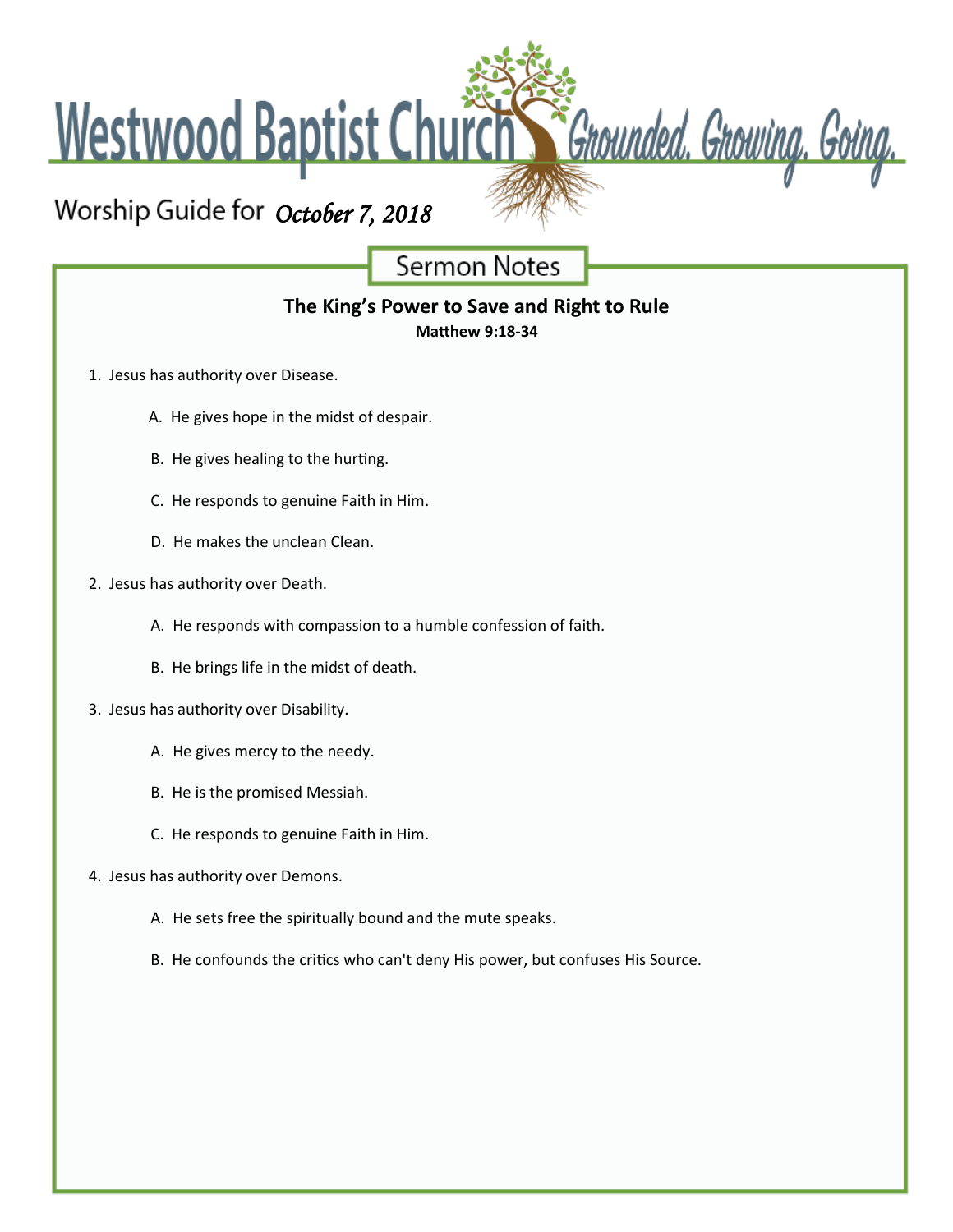# Westwood Baptist Church

*Grounded. Growing. Going.*

Worship Guide for *October 7, 2018*

## Sermon Notes

### The King's Power to Save and Right to Rule

**Matthew 9:18-34**

1. Jesus has authority over Disease.

    A. He gives hope in the midst of despair.

    B. He gives healing to the hurting.

    C. He responds to genuine Faith in Him.

    D. He makes the unclean Clean.

2. Jesus has authority over Death.

    A. He responds with compassion to a humble confession of faith.

    B. He brings life in the midst of death.

3. Jesus has authority over Disability.

    A. He gives mercy to the needy.

    B. He is the promised Messiah.

    C. He responds to genuine Faith in Him.

4. Jesus has authority over Demons.

    A. He sets free the spiritually bound and the mute speaks.

    B. He confounds the critics who can't deny His power, but confuses His Source.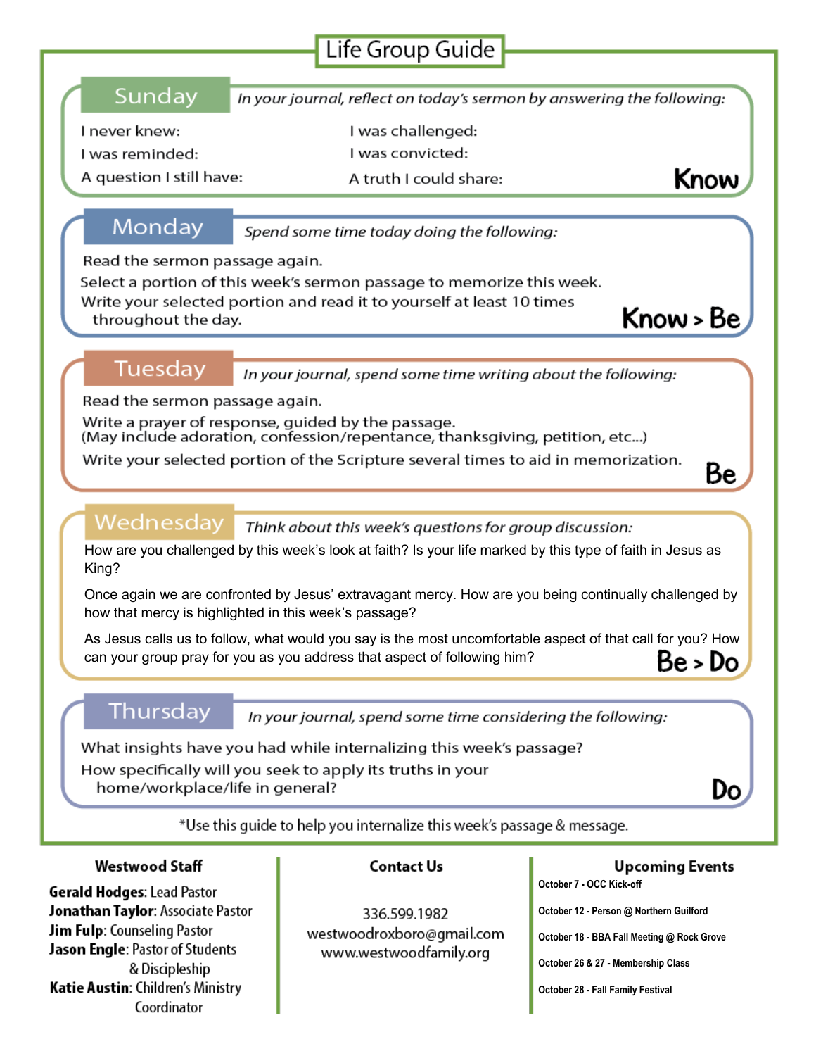# Life Group Guide

## Sunday

*In your journal, reflect on today's sermon by answering the following:*

I never knew:

I was challenged:

I was reminded:

I was convicted:

A question I still have:

A truth I could share:

**Know**

## Monday

*Spend some time today doing the following:*

Read the sermon passage again.

Select a portion of this week's sermon passage to memorize this week.

Write your selected portion and read it to yourself at least 10 times throughout the day.

**Know > Be**

## Tuesday

*In your journal, spend some time writing about the following:*

Read the sermon passage again.

Write a prayer of response, guided by the passage.
(May include adoration, confession/repentance, thanksgiving, petition, etc...)

Write your selected portion of the Scripture several times to aid in memorization.

**Be**

## Wednesday

*Think about this week's questions for group discussion:*

How are you challenged by this week's look at faith? Is your life marked by this type of faith in Jesus as King?

Once again we are confronted by Jesus' extravagant mercy. How are you being continually challenged by how that mercy is highlighted in this week's passage?

As Jesus calls us to follow, what would you say is the most uncomfortable aspect of that call for you? How can your group pray for you as you address that aspect of following him?

**Be > Do**

## Thursday

*In your journal, spend some time considering the following:*

What insights have you had while internalizing this week's passage?

How specifically will you seek to apply its truths in your home/workplace/life in general?

**Do**

*Use this guide to help you internalize this week's passage & message.

### Westwood Staff

**Gerald Hodges**: Lead Pastor
**Jonathan Taylor**: Associate Pastor
**Jim Fulp**: Counseling Pastor
**Jason Engle**: Pastor of Students & Discipleship
**Katie Austin**: Children's Ministry Coordinator

### Contact Us

336.599.1982
westwoodroxboro@gmail.com
www.westwoodfamily.org

### Upcoming Events

**October 7 - OCC Kick-off**

**October 12 - Person @ Northern Guilford**

**October 18 - BBA Fall Meeting @ Rock Grove**

**October 26 & 27 - Membership Class**

**October 28 - Fall Family Festival**